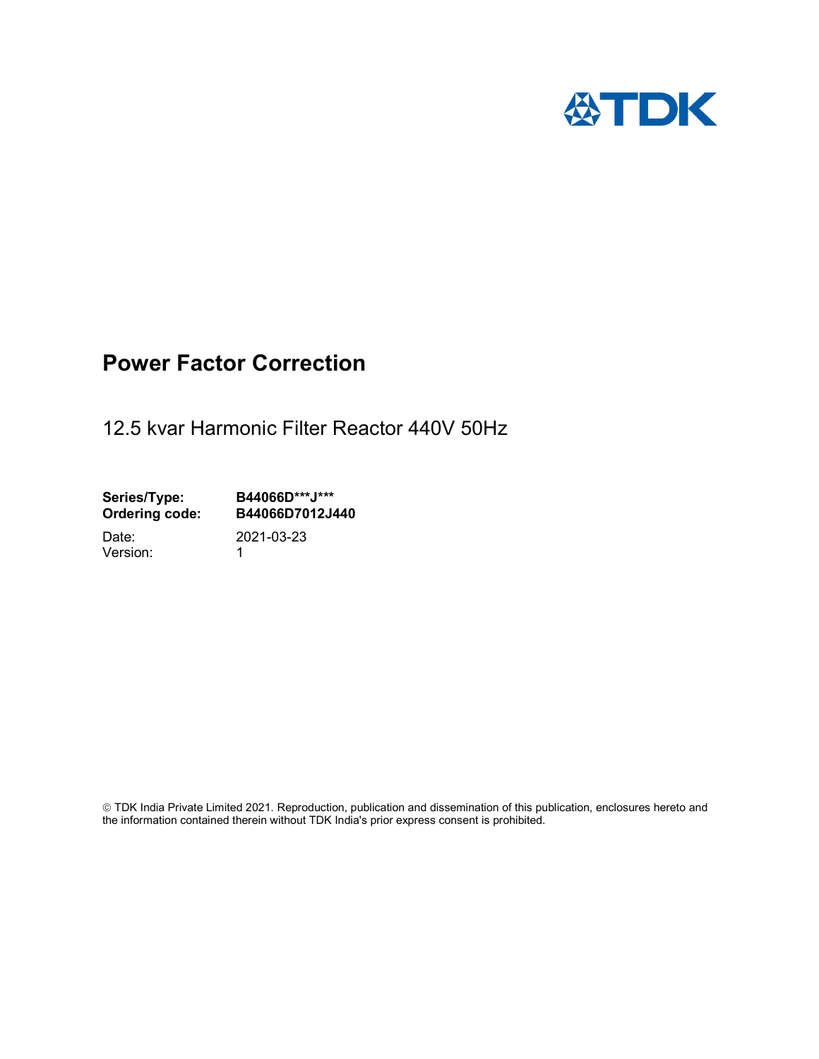TDK

# Power Factor Correction

12.5 kvar Harmonic Filter Reactor 440V 50Hz

**Series/Type:** **B44066D\*\*\*J\*\*\***
**Ordering code:** **B44066D7012J440**

Date: 2021-03-23
Version: 1

© TDK India Private Limited 2021. Reproduction, publication and dissemination of this publication, enclosures hereto and the information contained therein without TDK India's prior express consent is prohibited.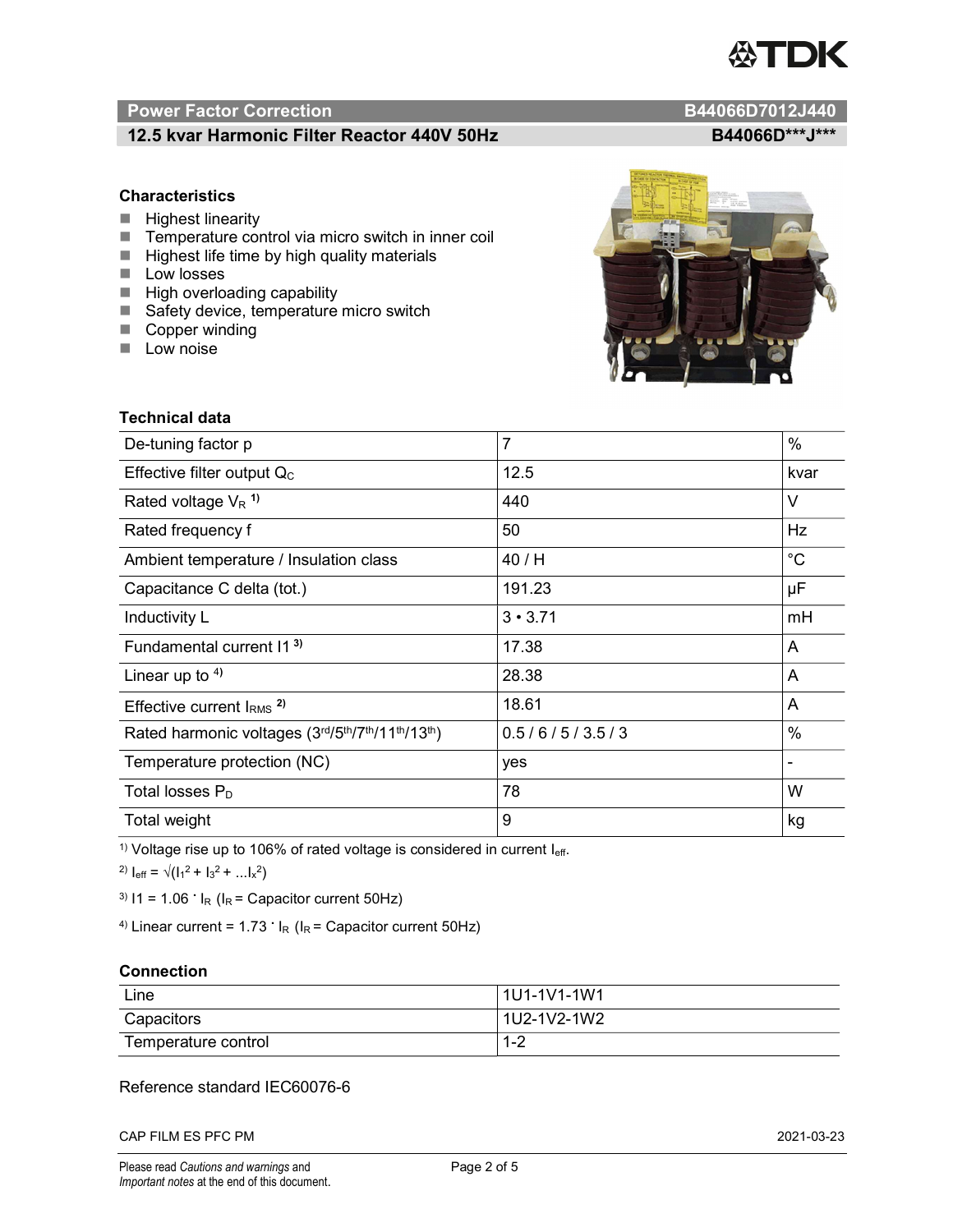## Power Factor Correction — B44066D7012J440

### 12.5 kvar Harmonic Filter Reactor 440V 50Hz — B44066D\*\*\*J\*\*\*

### Characteristics

- Highest linearity
- Temperature control via micro switch in inner coil
- Highest life time by high quality materials
- Low losses
- High overloading capability
- Safety device, temperature micro switch
- Copper winding
- Low noise

### Technical data

| Parameter | Value | Unit |
|---|---|---|
| De-tuning factor p | 7 | % |
| Effective filter output $Q_C$ | 12.5 | kvar |
| Rated voltage $V_R$ [1)] | 440 | V |
| Rated frequency f | 50 | Hz |
| Ambient temperature / Insulation class | 40 / H | °C |
| Capacitance C delta (tot.) | 191.23 | µF |
| Inductivity L | 3 • 3.71 | mH |
| Fundamental current I1 [3)] | 17.38 | A |
| Linear up to [4)] | 28.38 | A |
| Effective current $I_{RMS}$ [2)] | 18.61 | A |
| Rated harmonic voltages (3rd/5th/7th/11th/13th) | 0.5 / 6 / 5 / 3.5 / 3 | % |
| Temperature protection (NC) | yes | - |
| Total losses $P_D$ | 78 | W |
| Total weight | 9 | kg |

[1)] Voltage rise up to 106% of rated voltage is considered in current $I_{eff}$.

[2)] $I_{eff} = \sqrt{(I_1^2 + I_3^2 + ...I_x^2)}$

[3)] $I1 = 1.06 \cdot I_R$ ($I_R$ = Capacitor current 50Hz)

[4)] Linear current = $1.73 \cdot I_R$ ($I_R$ = Capacitor current 50Hz)

### Connection

| | |
|---|---|
| Line | 1U1-1V1-1W1 |
| Capacitors | 1U2-1V2-1W2 |
| Temperature control | 1-2 |

Reference standard IEC60076-6

CAP FILM ES PFC PM — 2021-03-23

Please read *Cautions and warnings* and *Important notes* at the end of this document.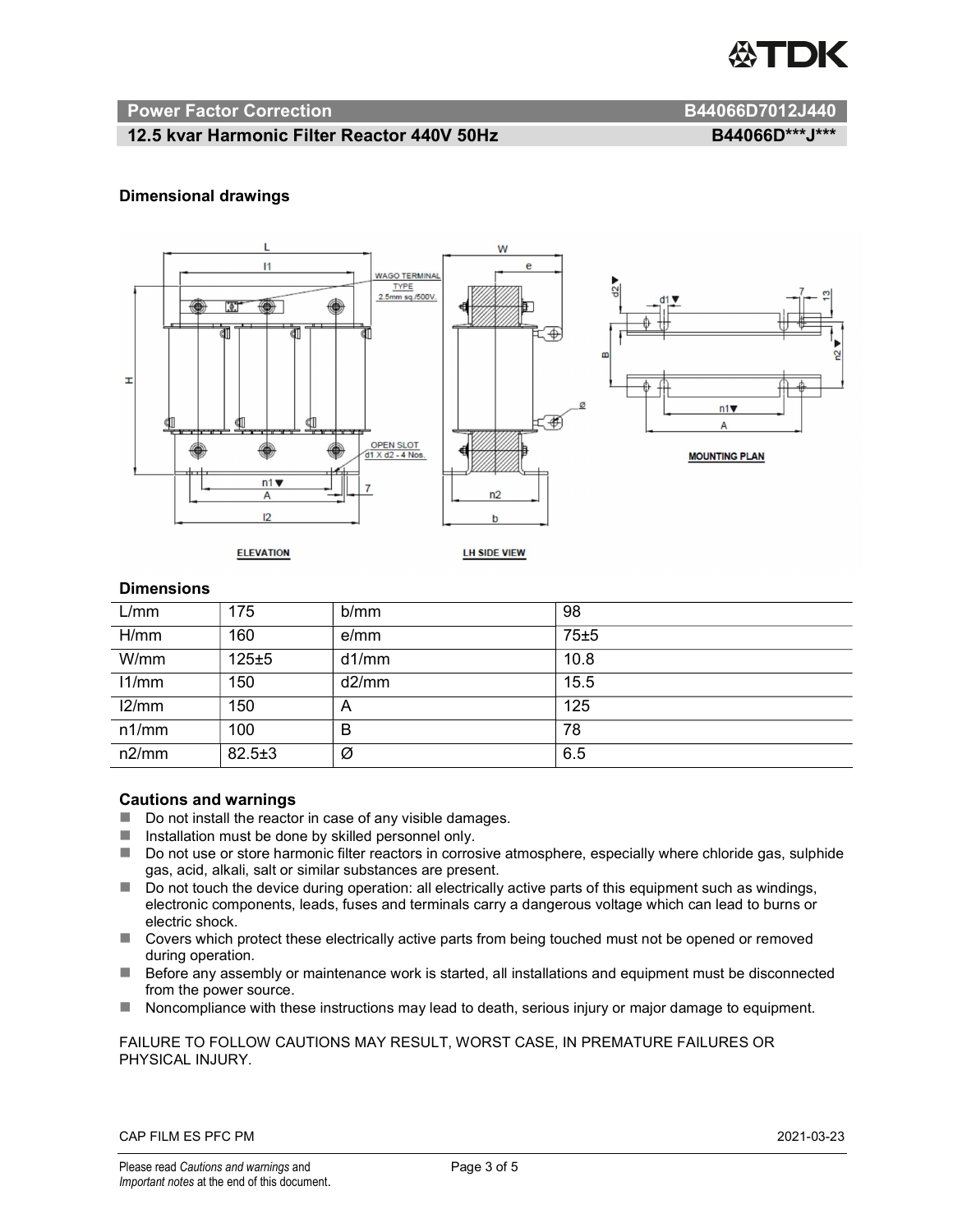## Dimensional drawings

## Dimensions

| L/mm | 175 | b/mm | 98 |
|---|---|---|---|
| H/mm | 160 | e/mm | 75±5 |
| W/mm | 125±5 | d1/mm | 10.8 |
| I1/mm | 150 | d2/mm | 15.5 |
| I2/mm | 150 | A | 125 |
| n1/mm | 100 | B | 78 |
| n2/mm | 82.5±3 | Ø | 6.5 |

## Cautions and warnings

- Do not install the reactor in case of any visible damages.
- Installation must be done by skilled personnel only.
- Do not use or store harmonic filter reactors in corrosive atmosphere, especially where chloride gas, sulphide gas, acid, alkali, salt or similar substances are present.
- Do not touch the device during operation: all electrically active parts of this equipment such as windings, electronic components, leads, fuses and terminals carry a dangerous voltage which can lead to burns or electric shock.
- Covers which protect these electrically active parts from being touched must not be opened or removed during operation.
- Before any assembly or maintenance work is started, all installations and equipment must be disconnected from the power source.
- Noncompliance with these instructions may lead to death, serious injury or major damage to equipment.

FAILURE TO FOLLOW CAUTIONS MAY RESULT, WORST CASE, IN PREMATURE FAILURES OR PHYSICAL INJURY.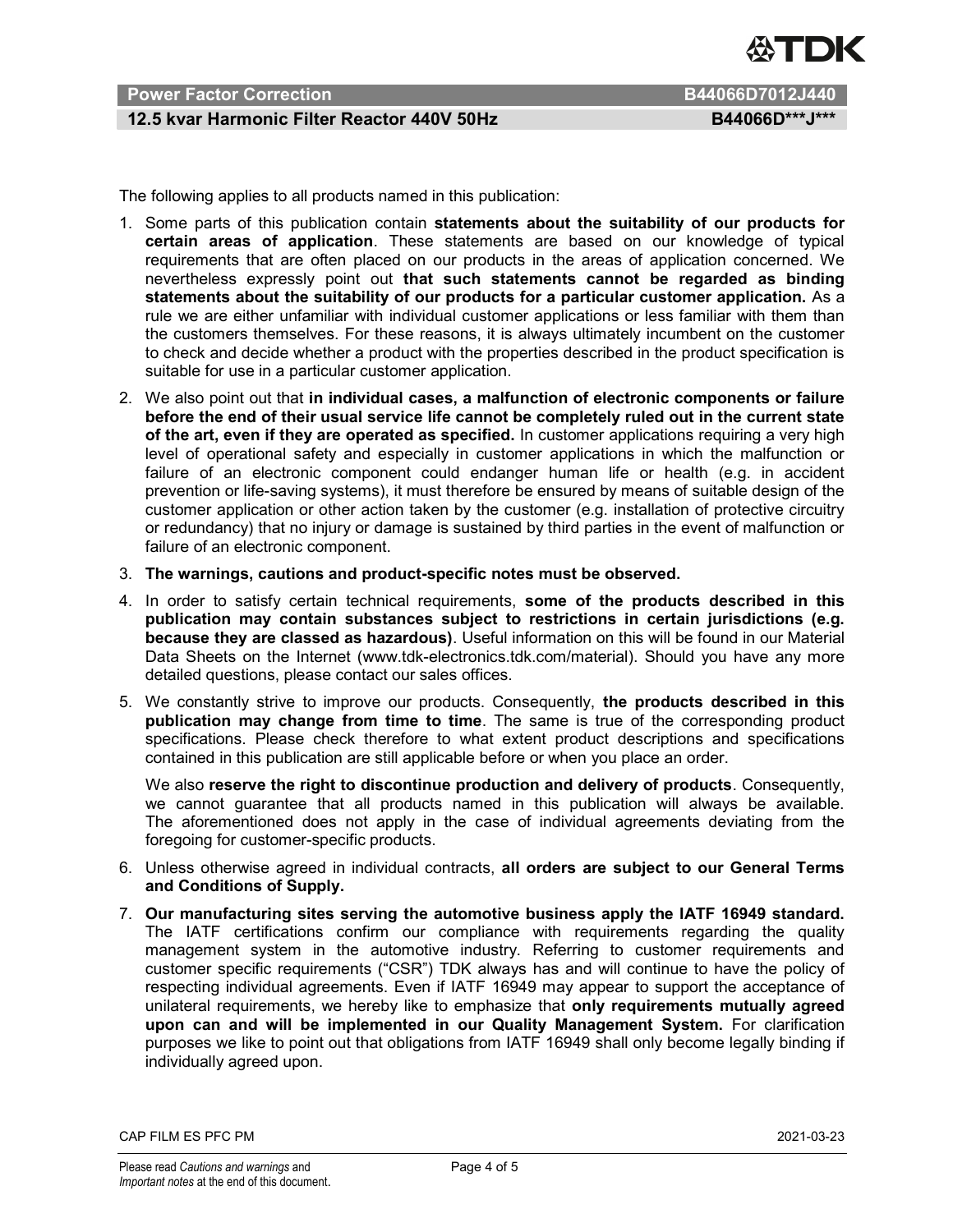The following applies to all products named in this publication:

1. Some parts of this publication contain **statements about the suitability of our products for certain areas of application**. These statements are based on our knowledge of typical requirements that are often placed on our products in the areas of application concerned. We nevertheless expressly point out **that such statements cannot be regarded as binding statements about the suitability of our products for a particular customer application.** As a rule we are either unfamiliar with individual customer applications or less familiar with them than the customers themselves. For these reasons, it is always ultimately incumbent on the customer to check and decide whether a product with the properties described in the product specification is suitable for use in a particular customer application.
2. We also point out that **in individual cases, a malfunction of electronic components or failure before the end of their usual service life cannot be completely ruled out in the current state of the art, even if they are operated as specified.** In customer applications requiring a very high level of operational safety and especially in customer applications in which the malfunction or failure of an electronic component could endanger human life or health (e.g. in accident prevention or life-saving systems), it must therefore be ensured by means of suitable design of the customer application or other action taken by the customer (e.g. installation of protective circuitry or redundancy) that no injury or damage is sustained by third parties in the event of malfunction or failure of an electronic component.
3. **The warnings, cautions and product-specific notes must be observed.**
4. In order to satisfy certain technical requirements, **some of the products described in this publication may contain substances subject to restrictions in certain jurisdictions (e.g. because they are classed as hazardous)**. Useful information on this will be found in our Material Data Sheets on the Internet (www.tdk-electronics.tdk.com/material). Should you have any more detailed questions, please contact our sales offices.
5. We constantly strive to improve our products. Consequently, **the products described in this publication may change from time to time**. The same is true of the corresponding product specifications. Please check therefore to what extent product descriptions and specifications contained in this publication are still applicable before or when you place an order.

   We also **reserve the right to discontinue production and delivery of products**. Consequently, we cannot guarantee that all products named in this publication will always be available. The aforementioned does not apply in the case of individual agreements deviating from the foregoing for customer-specific products.
6. Unless otherwise agreed in individual contracts, **all orders are subject to our General Terms and Conditions of Supply.**
7. **Our manufacturing sites serving the automotive business apply the IATF 16949 standard.** The IATF certifications confirm our compliance with requirements regarding the quality management system in the automotive industry. Referring to customer requirements and customer specific requirements ("CSR") TDK always has and will continue to have the policy of respecting individual agreements. Even if IATF 16949 may appear to support the acceptance of unilateral requirements, we hereby like to emphasize that **only requirements mutually agreed upon can and will be implemented in our Quality Management System.** For clarification purposes we like to point out that obligations from IATF 16949 shall only become legally binding if individually agreed upon.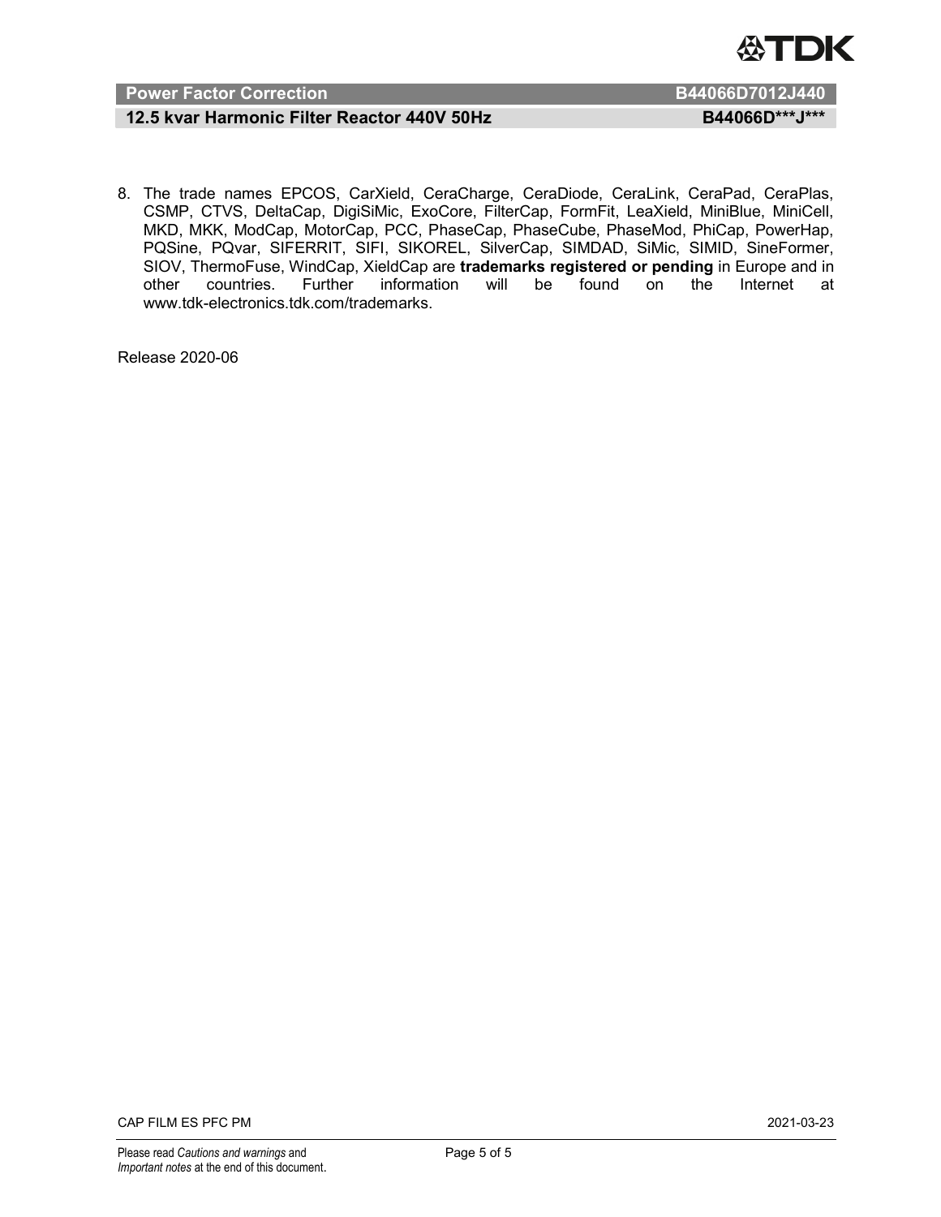8. The trade names EPCOS, CarXield, CeraCharge, CeraDiode, CeraLink, CeraPad, CeraPlas, CSMP, CTVS, DeltaCap, DigiSiMic, ExoCore, FilterCap, FormFit, LeaXield, MiniBlue, MiniCell, MKD, MKK, ModCap, MotorCap, PCC, PhaseCap, PhaseCube, PhaseMod, PhiCap, PowerHap, PQSine, PQvar, SIFERRIT, SIFI, SIKOREL, SilverCap, SIMDAD, SiMic, SIMID, SineFormer, SIOV, ThermoFuse, WindCap, XieldCap are **trademarks registered or pending** in Europe and in other countries. Further information will be found on the Internet at www.tdk-electronics.tdk.com/trademarks.

Release 2020-06